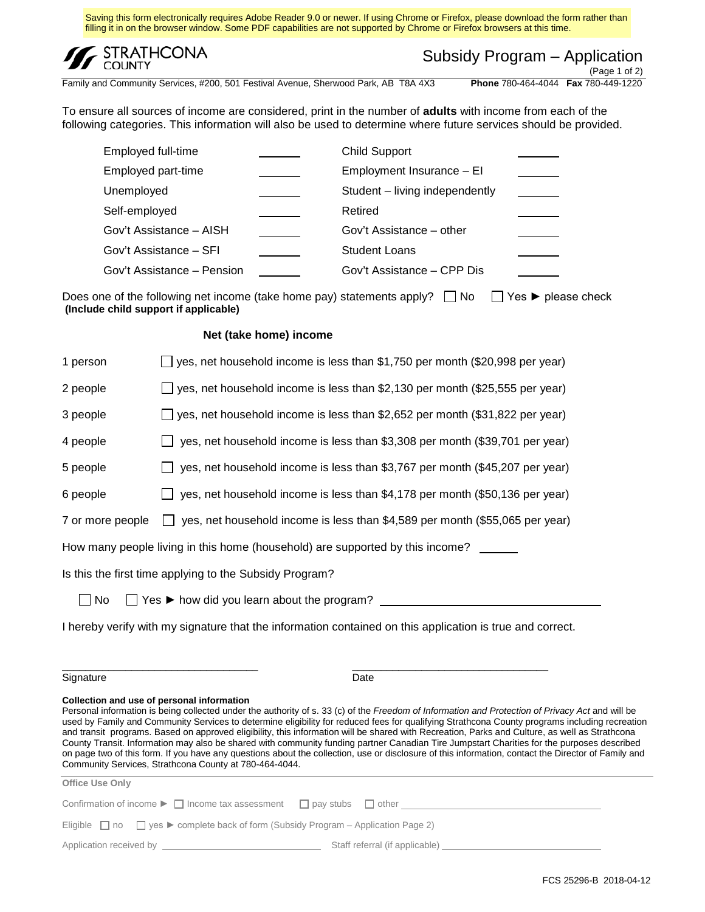Saving this form electronically requires Adobe Reader 9.0 or newer. If using Chrome or Firefox, please download the form rather than filling it in on the browser window. Some PDF capabilities are not supported by Chrome or Firefox browsers at this time.

STRATHCONA COUNTY

# Subsidy Program – Application

(Page 1 of 2)

Family and Community Services, #200, 501 Festival Avenue, Sherwood Park, AB T8A 4X3 **Phone** 780-464-4044 **Fax** 780-449-1220

To ensure all sources of income are considered, print in the number of **adults** with income from each of the following categories. This information will also be used to determine where future services should be provided.

| | | | |
|---|---|---|---|
| Employed full-time | ______ | Child Support | ______ |
| Employed part-time | ______ | Employment Insurance – EI | ______ |
| Unemployed | ______ | Student – living independently | ______ |
| Self-employed | ______ | Retired | ______ |
| Gov't Assistance – AISH | ______ | Gov't Assistance – other | ______ |
| Gov't Assistance – SFI | ______ | Student Loans | ______ |
| Gov't Assistance – Pension | ______ | Gov't Assistance – CPP Dis | ______ |

Does one of the following net income (take home pay) statements apply? ☐ No ☐ Yes ► please check
**(Include child support if applicable)**

**Net (take home) income**

| | |
|---|---|
| 1 person | ☐ yes, net household income is less than $1,750 per month ($20,998 per year) |
| 2 people | ☐ yes, net household income is less than $2,130 per month ($25,555 per year) |
| 3 people | ☐ yes, net household income is less than $2,652 per month ($31,822 per year) |
| 4 people | ☐ yes, net household income is less than $3,308 per month ($39,701 per year) |
| 5 people | ☐ yes, net household income is less than $3,767 per month ($45,207 per year) |
| 6 people | ☐ yes, net household income is less than $4,178 per month ($50,136 per year) |
| 7 or more people | ☐ yes, net household income is less than $4,589 per month ($55,065 per year) |

How many people living in this home (household) are supported by this income? ______

Is this the first time applying to the Subsidy Program?

☐ No ☐ Yes ► how did you learn about the program? ________________________________

I hereby verify with my signature that the information contained on this application is true and correct.

________________________________ ________________________________
Signature Date

**Collection and use of personal information**

Personal information is being collected under the authority of s. 33 (c) of the *Freedom of Information and Protection of Privacy Act* and will be used by Family and Community Services to determine eligibility for reduced fees for qualifying Strathcona County programs including recreation and transit programs. Based on approved eligibility, this information will be shared with Recreation, Parks and Culture, as well as Strathcona County Transit. Information may also be shared with community funding partner Canadian Tire Jumpstart Charities for the purposes described on page two of this form. If you have any questions about the collection, use or disclosure of this information, contact the Director of Family and Community Services, Strathcona County at 780-464-4044.

**Office Use Only**

Confirmation of income ► ☐ Income tax assessment ☐ pay stubs ☐ other ________________________________

Eligible ☐ no ☐ yes ► complete back of form (Subsidy Program – Application Page 2)

Application received by ________________________ Staff referral (if applicable) ________________________

FCS 25296-B 2018-04-12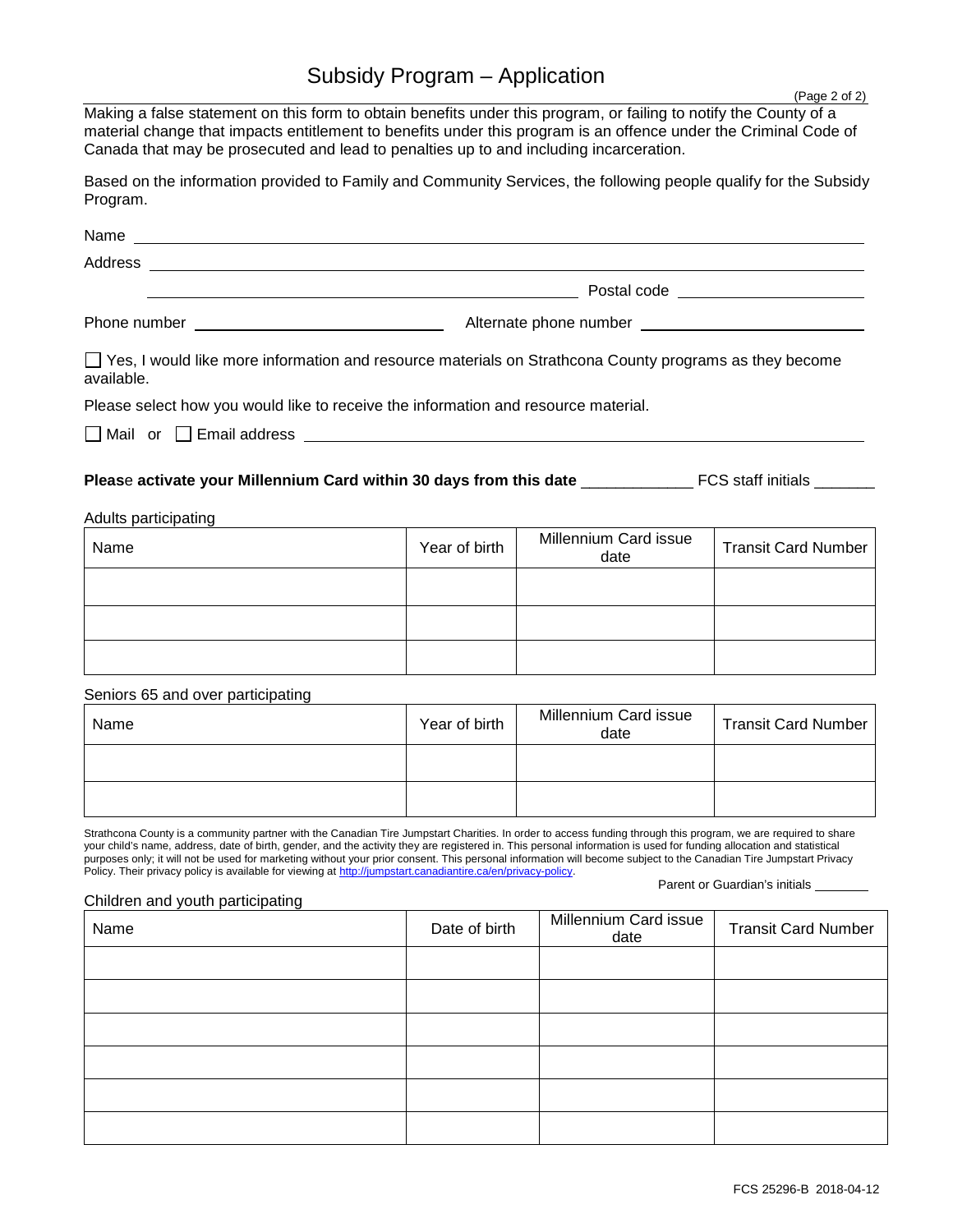# Subsidy Program – Application

Making a false statement on this form to obtain benefits under this program, or failing to notify the County of a material change that impacts entitlement to benefits under this program is an offence under the Criminal Code of Canada that may be prosecuted and lead to penalties up to and including incarceration.

Based on the information provided to Family and Community Services, the following people qualify for the Subsidy Program.

Name ______________________________

Address ______________________________

______________________________ Postal code ______________

Phone number ______________ Alternate phone number ______________

☐ Yes, I would like more information and resource materials on Strathcona County programs as they become available.

Please select how you would like to receive the information and resource material.

☐ Mail or ☐ Email address ______________________________

**Please activate your Millennium Card within 30 days from this date** ____________ FCS staff initials _______

Adults participating

| Name | Year of birth | Millennium Card issue date | Transit Card Number |
|---|---|---|---|
| | | | |
| | | | |
| | | | |

Seniors 65 and over participating

| Name | Year of birth | Millennium Card issue date | Transit Card Number |
|---|---|---|---|
| | | | |
| | | | |

Strathcona County is a community partner with the Canadian Tire Jumpstart Charities. In order to access funding through this program, we are required to share your child's name, address, date of birth, gender, and the activity they are registered in. This personal information is used for funding allocation and statistical purposes only; it will not be used for marketing without your prior consent. This personal information will become subject to the Canadian Tire Jumpstart Privacy Policy. Their privacy policy is available for viewing at http://jumpstart.canadiantire.ca/en/privacy-policy.

Parent or Guardian's initials _______

Children and youth participating

| Name | Date of birth | Millennium Card issue date | Transit Card Number |
|---|---|---|---|
| | | | |
| | | | |
| | | | |
| | | | |
| | | | |
| | | | |

FCS 25296-B 2018-04-12